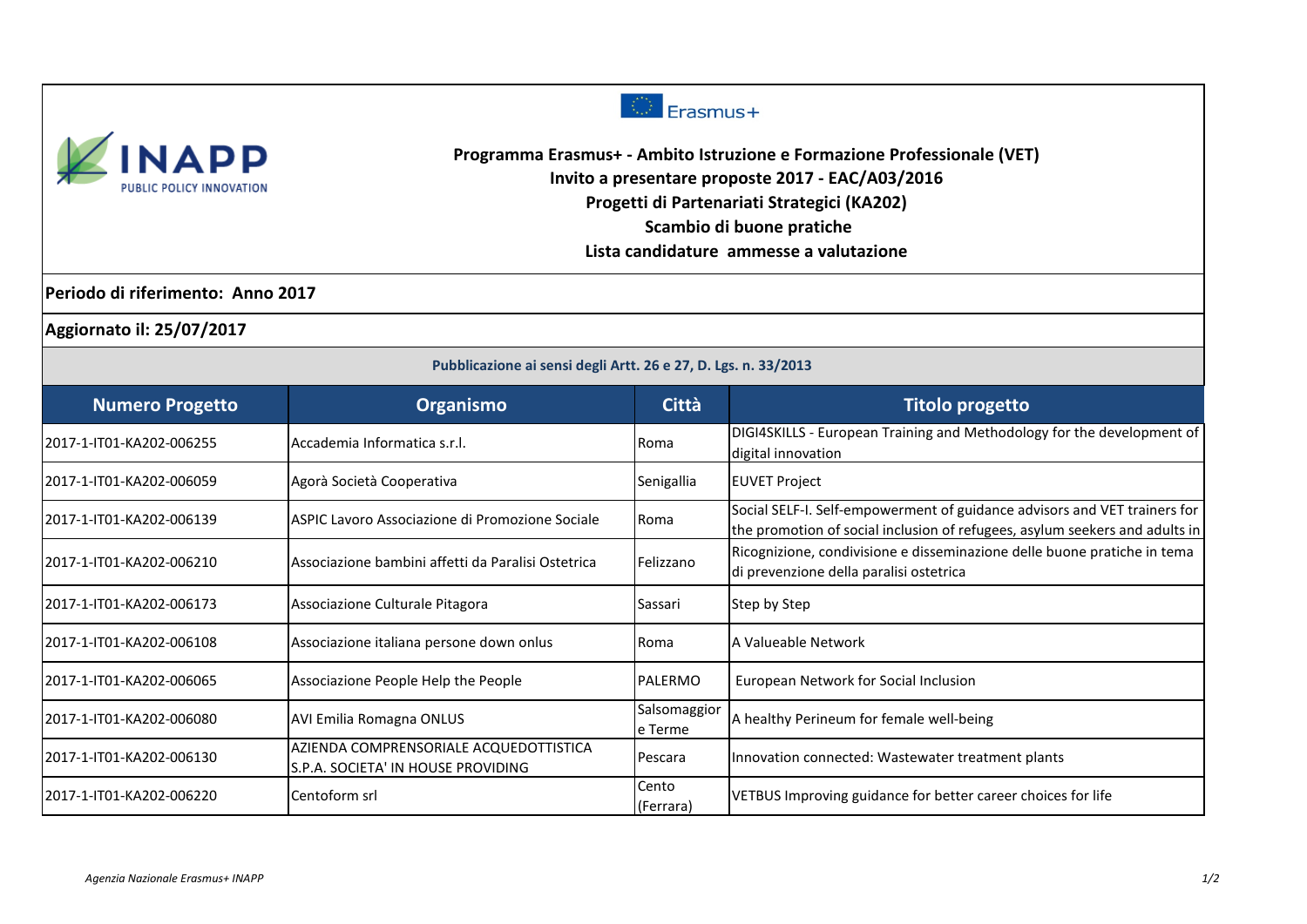**Programma Erasmus+ - Ambito Istruzione e Formazione Professionale (VET)**
**Invito a presentare proposte 2017 - EAC/A03/2016**
**Progetti di Partenariati Strategici (KA202)**
**Scambio di buone pratiche**
**Lista candidature ammesse a valutazione**

**Periodo di riferimento: Anno 2017**

**Aggiornato il: 25/07/2017**

**Pubblicazione ai sensi degli Artt. 26 e 27, D. Lgs. n. 33/2013**

| Numero Progetto | Organismo | Città | Titolo progetto |
|---|---|---|---|
| 2017-1-IT01-KA202-006255 | Accademia Informatica s.r.l. | Roma | DIGI4SKILLS - European Training and Methodology for the development of digital innovation |
| 2017-1-IT01-KA202-006059 | Agorà Società Cooperativa | Senigallia | EUVET Project |
| 2017-1-IT01-KA202-006139 | ASPIC Lavoro Associazione di Promozione Sociale | Roma | Social SELF-I. Self-empowerment of guidance advisors and VET trainers for the promotion of social inclusion of refugees, asylum seekers and adults in |
| 2017-1-IT01-KA202-006210 | Associazione bambini affetti da Paralisi Ostetrica | Felizzano | Ricognizione, condivisione e disseminazione delle buone pratiche in tema di prevenzione della paralisi ostetrica |
| 2017-1-IT01-KA202-006173 | Associazione Culturale Pitagora | Sassari | Step by Step |
| 2017-1-IT01-KA202-006108 | Associazione italiana persone down onlus | Roma | A Valueable Network |
| 2017-1-IT01-KA202-006065 | Associazione People Help the People | PALERMO | European Network for Social Inclusion |
| 2017-1-IT01-KA202-006080 | AVI Emilia Romagna ONLUS | Salsomaggiore Terme | A healthy Perineum for female well-being |
| 2017-1-IT01-KA202-006130 | AZIENDA COMPRENSORIALE ACQUEDOTTISTICA S.P.A. SOCIETA' IN HOUSE PROVIDING | Pescara | Innovation connected: Wastewater treatment plants |
| 2017-1-IT01-KA202-006220 | Centoform srl | Cento (Ferrara) | VETBUS Improving guidance for better career choices for life |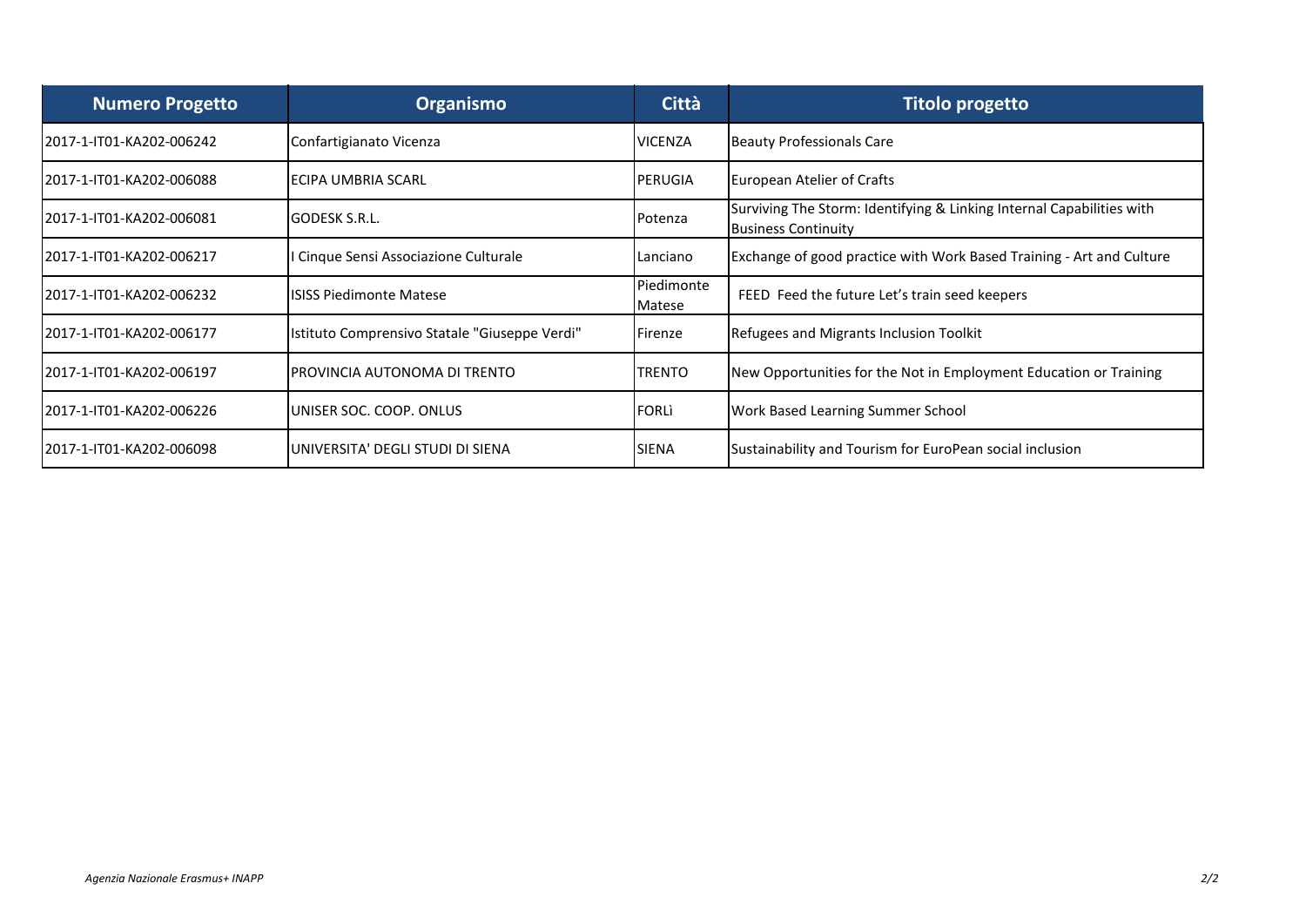| Numero Progetto | Organismo | Città | Titolo progetto |
|---|---|---|---|
| 2017-1-IT01-KA202-006242 | Confartigianato Vicenza | VICENZA | Beauty Professionals Care |
| 2017-1-IT01-KA202-006088 | ECIPA UMBRIA SCARL | PERUGIA | European Atelier of Crafts |
| 2017-1-IT01-KA202-006081 | GODESK S.R.L. | Potenza | Surviving The Storm: Identifying & Linking Internal Capabilities with Business Continuity |
| 2017-1-IT01-KA202-006217 | I Cinque Sensi Associazione Culturale | Lanciano | Exchange of good practice with Work Based Training - Art and Culture |
| 2017-1-IT01-KA202-006232 | ISISS Piedimonte Matese | Piedimonte Matese | FEED Feed the future Let's train seed keepers |
| 2017-1-IT01-KA202-006177 | Istituto Comprensivo Statale "Giuseppe Verdi" | Firenze | Refugees and Migrants Inclusion Toolkit |
| 2017-1-IT01-KA202-006197 | PROVINCIA AUTONOMA DI TRENTO | TRENTO | New Opportunities for the Not in Employment Education or Training |
| 2017-1-IT01-KA202-006226 | UNISER SOC. COOP. ONLUS | FORLÌ | Work Based Learning Summer School |
| 2017-1-IT01-KA202-006098 | UNIVERSITA' DEGLI STUDI DI SIENA | SIENA | Sustainability and Tourism for EuroPean social inclusion |